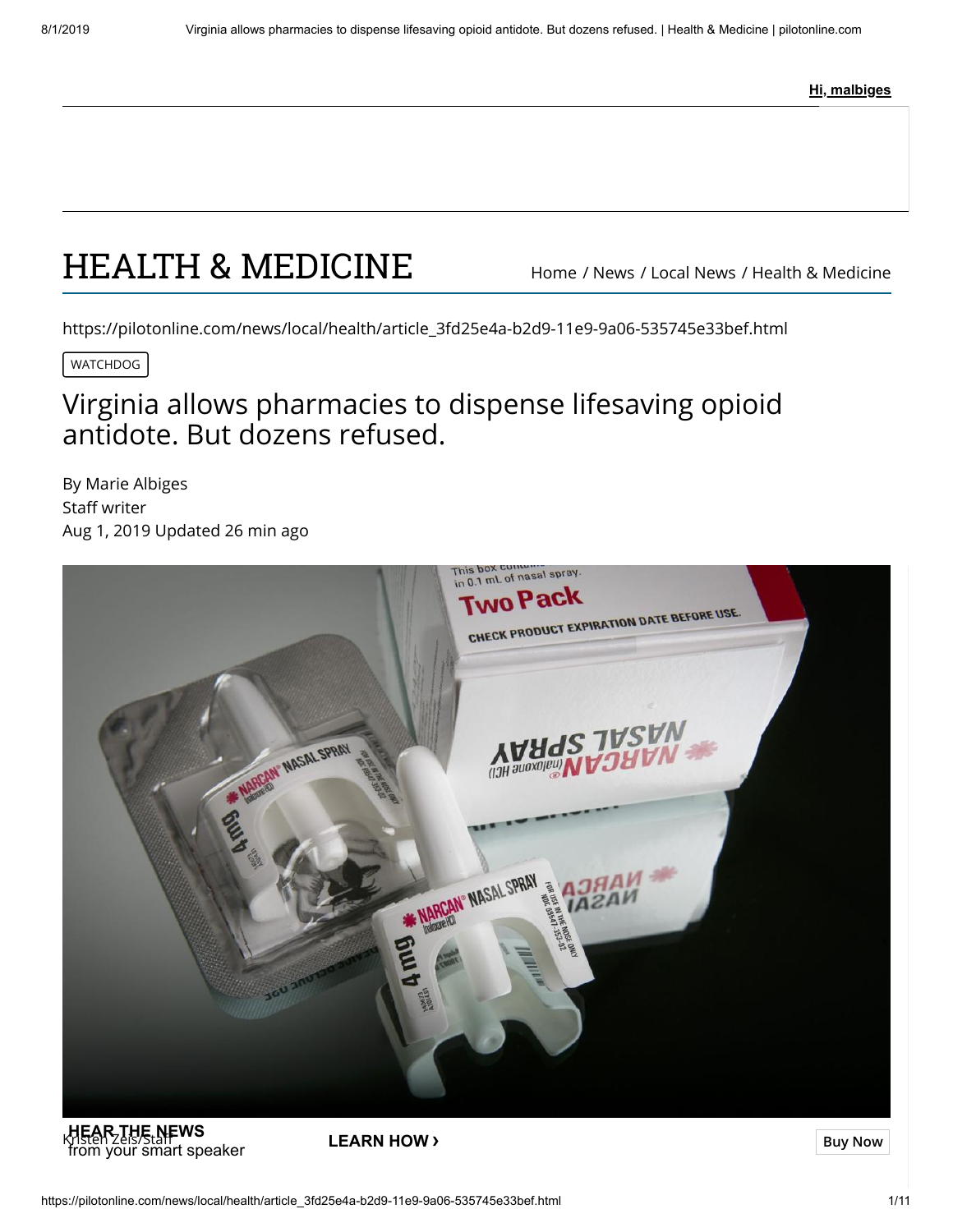Hi, malbiges

# HEALTH & MEDICINE

Home / News / Local News / Health & Medicine

https://pilotonline.com/news/local/health/article_3fd25e4a-b2d9-11e9-9a06-535745e33bef.html

WATCHDOG

## Virginia allows pharmacies to dispense lifesaving opioid antidote. But dozens refused.

By Marie Albiges
Staff writer
Aug 1, 2019 Updated 26 min ago

Kristen Zeis/Staff

**HEAR THE NEWS** from your smart speaker **LEARN HOW ›**

Buy Now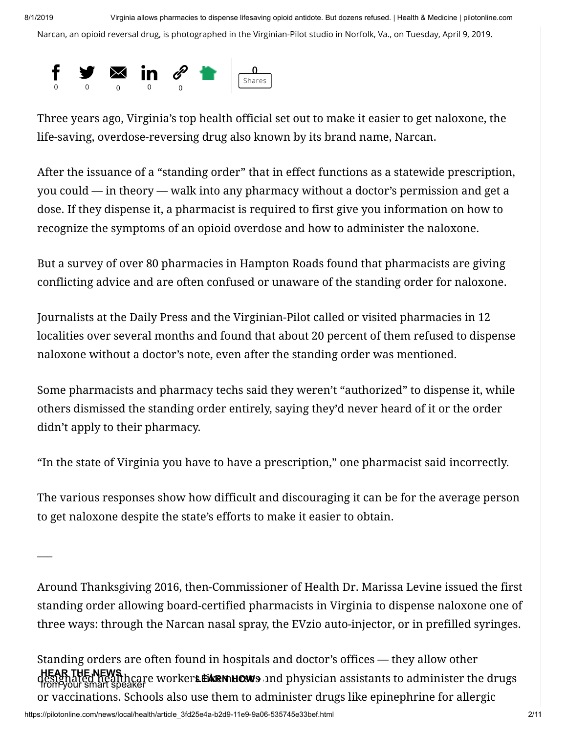Narcan, an opioid reversal drug, is photographed in the Virginian-Pilot studio in Norfolk, Va., on Tuesday, April 9, 2019.

Three years ago, Virginia's top health official set out to make it easier to get naloxone, the life-saving, overdose-reversing drug also known by its brand name, Narcan.

After the issuance of a "standing order" that in effect functions as a statewide prescription, you could — in theory — walk into any pharmacy without a doctor's permission and get a dose. If they dispense it, a pharmacist is required to first give you information on how to recognize the symptoms of an opioid overdose and how to administer the naloxone.

But a survey of over 80 pharmacies in Hampton Roads found that pharmacists are giving conflicting advice and are often confused or unaware of the standing order for naloxone.

Journalists at the Daily Press and the Virginian-Pilot called or visited pharmacies in 12 localities over several months and found that about 20 percent of them refused to dispense naloxone without a doctor's note, even after the standing order was mentioned.

Some pharmacists and pharmacy techs said they weren't "authorized" to dispense it, while others dismissed the standing order entirely, saying they'd never heard of it or the order didn't apply to their pharmacy.

"In the state of Virginia you have to have a prescription," one pharmacist said incorrectly.

The various responses show how difficult and discouraging it can be for the average person to get naloxone despite the state's efforts to make it easier to obtain.

---

Around Thanksgiving 2016, then-Commissioner of Health Dr. Marissa Levine issued the first standing order allowing board-certified pharmacists in Virginia to dispense naloxone one of three ways: through the Narcan nasal spray, the EVzio auto-injector, or in prefilled syringes.

Standing orders are often found in hospitals and doctor's offices — they allow other designated healthcare workers like nurses and physician assistants to administer the drugs or vaccinations. Schools also use them to administer drugs like epinephrine for allergic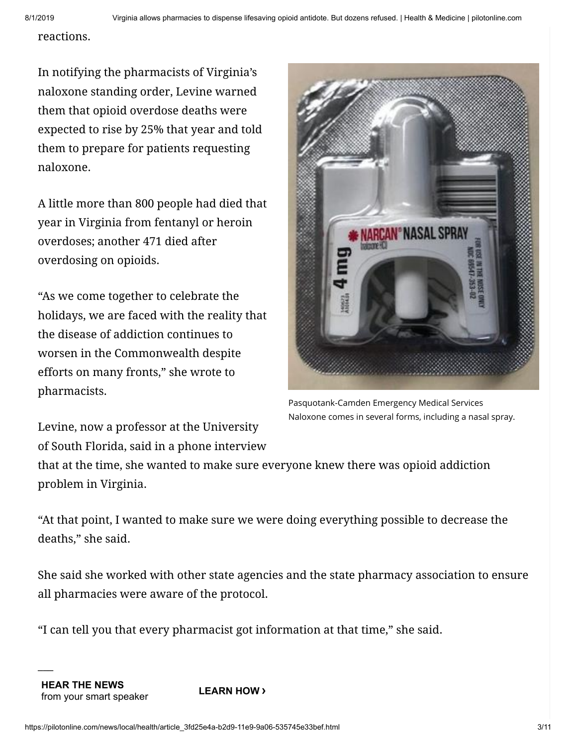reactions.

In notifying the pharmacists of Virginia's naloxone standing order, Levine warned them that opioid overdose deaths were expected to rise by 25% that year and told them to prepare for patients requesting naloxone.

A little more than 800 people had died that year in Virginia from fentanyl or heroin overdoses; another 471 died after overdosing on opioids.

"As we come together to celebrate the holidays, we are faced with the reality that the disease of addiction continues to worsen in the Commonwealth despite efforts on many fronts," she wrote to pharmacists.

Pasquotank-Camden Emergency Medical Services
Naloxone comes in several forms, including a nasal spray.

Levine, now a professor at the University of South Florida, said in a phone interview that at the time, she wanted to make sure everyone knew there was opioid addiction problem in Virginia.

"At that point, I wanted to make sure we were doing everything possible to decrease the deaths," she said.

She said she worked with other state agencies and the state pharmacy association to ensure all pharmacies were aware of the protocol.

"I can tell you that every pharmacist got information at that time," she said.

**HEAR THE NEWS**
from your smart speaker

**LEARN HOW ›**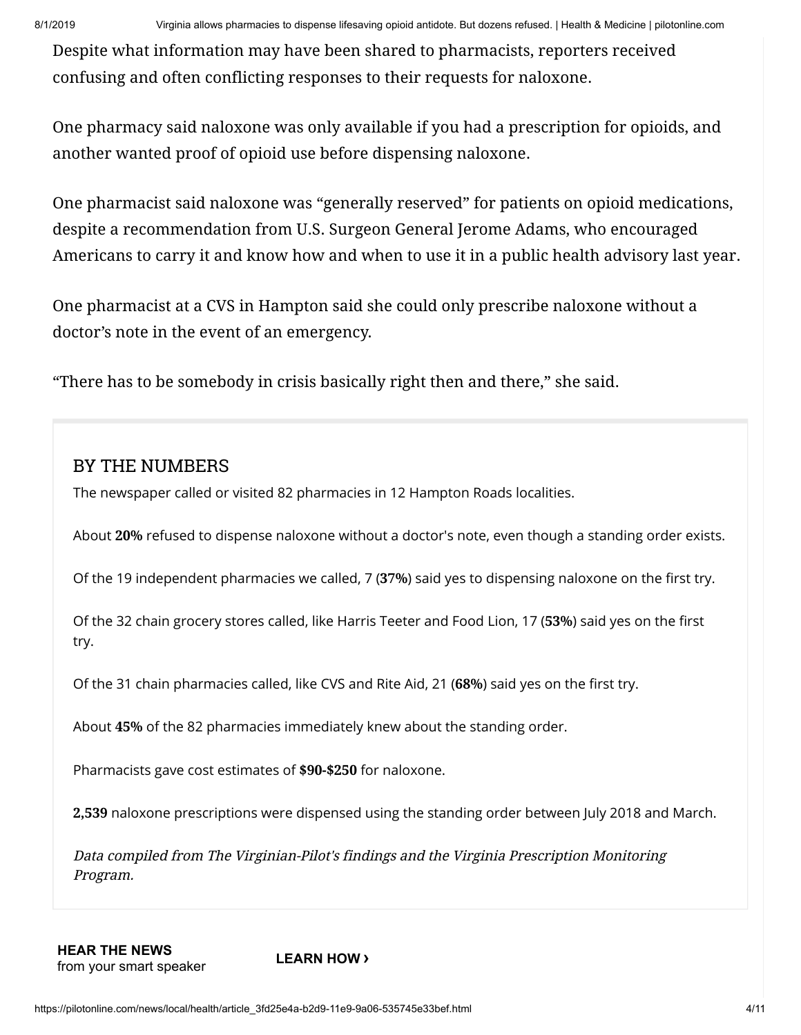Despite what information may have been shared to pharmacists, reporters received confusing and often conflicting responses to their requests for naloxone.

One pharmacy said naloxone was only available if you had a prescription for opioids, and another wanted proof of opioid use before dispensing naloxone.

One pharmacist said naloxone was "generally reserved" for patients on opioid medications, despite a recommendation from U.S. Surgeon General Jerome Adams, who encouraged Americans to carry it and know how and when to use it in a public health advisory last year.

One pharmacist at a CVS in Hampton said she could only prescribe naloxone without a doctor's note in the event of an emergency.

"There has to be somebody in crisis basically right then and there," she said.

## BY THE NUMBERS

The newspaper called or visited 82 pharmacies in 12 Hampton Roads localities.

About **20%** refused to dispense naloxone without a doctor's note, even though a standing order exists.

Of the 19 independent pharmacies we called, 7 (**37%**) said yes to dispensing naloxone on the first try.

Of the 32 chain grocery stores called, like Harris Teeter and Food Lion, 17 (**53%**) said yes on the first try.

Of the 31 chain pharmacies called, like CVS and Rite Aid, 21 (**68%**) said yes on the first try.

About **45%** of the 82 pharmacies immediately knew about the standing order.

Pharmacists gave cost estimates of **$90-$250** for naloxone.

**2,539** naloxone prescriptions were dispensed using the standing order between July 2018 and March.

*Data compiled from The Virginian-Pilot's findings and the Virginia Prescription Monitoring Program.*

**HEAR THE NEWS** from your smart speaker

**LEARN HOW ›**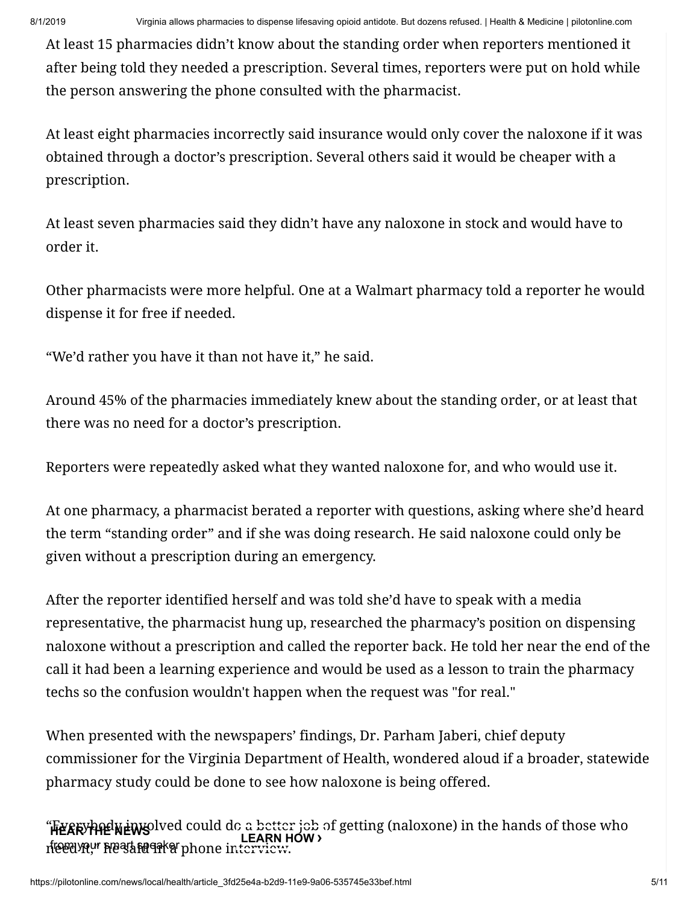At least 15 pharmacies didn't know about the standing order when reporters mentioned it after being told they needed a prescription. Several times, reporters were put on hold while the person answering the phone consulted with the pharmacist.

At least eight pharmacies incorrectly said insurance would only cover the naloxone if it was obtained through a doctor's prescription. Several others said it would be cheaper with a prescription.

At least seven pharmacies said they didn't have any naloxone in stock and would have to order it.

Other pharmacists were more helpful. One at a Walmart pharmacy told a reporter he would dispense it for free if needed.

"We'd rather you have it than not have it," he said.

Around 45% of the pharmacies immediately knew about the standing order, or at least that there was no need for a doctor's prescription.

Reporters were repeatedly asked what they wanted naloxone for, and who would use it.

At one pharmacy, a pharmacist berated a reporter with questions, asking where she'd heard the term "standing order" and if she was doing research. He said naloxone could only be given without a prescription during an emergency.

After the reporter identified herself and was told she'd have to speak with a media representative, the pharmacist hung up, researched the pharmacy's position on dispensing naloxone without a prescription and called the reporter back. He told her near the end of the call it had been a learning experience and would be used as a lesson to train the pharmacy techs so the confusion wouldn't happen when the request was "for real."

When presented with the newspapers' findings, Dr. Parham Jaberi, chief deputy commissioner for the Virginia Department of Health, wondered aloud if a broader, statewide pharmacy study could be done to see how naloxone is being offered.

"Everybody involved could do a better job of getting (naloxone) in the hands of those who need it," he said in a phone interview.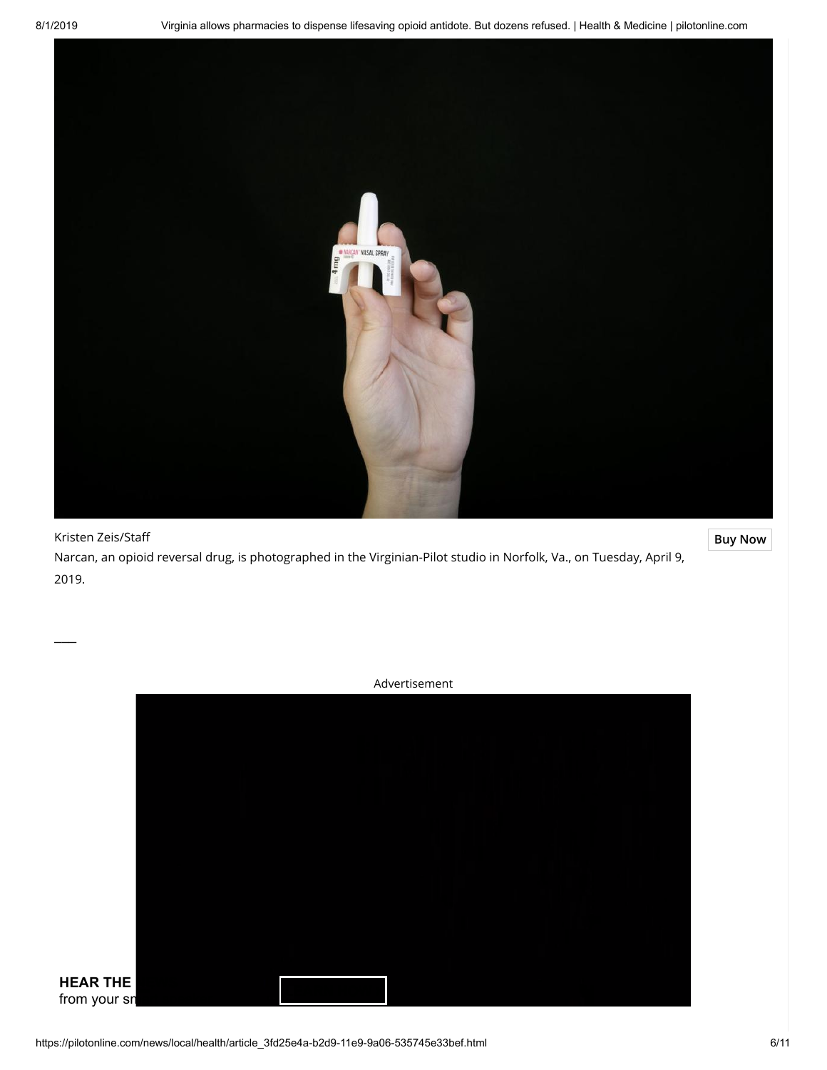Kristen Zeis/Staff

Narcan, an opioid reversal drug, is photographed in the Virginian-Pilot studio in Norfolk, Va., on Tuesday, April 9, 2019.

Advertisement

**HEAR THE**
from your sn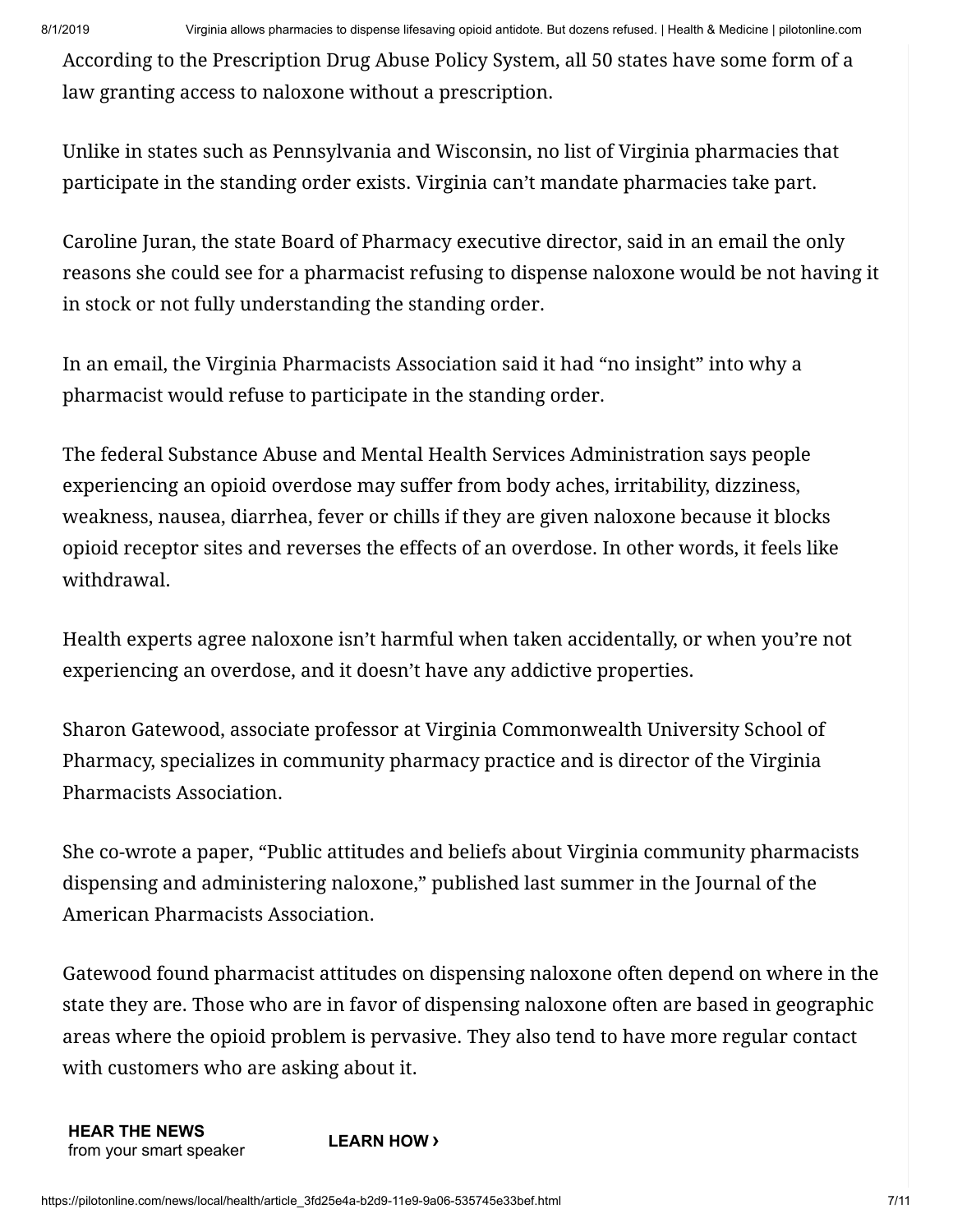According to the Prescription Drug Abuse Policy System, all 50 states have some form of a law granting access to naloxone without a prescription.

Unlike in states such as Pennsylvania and Wisconsin, no list of Virginia pharmacies that participate in the standing order exists. Virginia can't mandate pharmacies take part.

Caroline Juran, the state Board of Pharmacy executive director, said in an email the only reasons she could see for a pharmacist refusing to dispense naloxone would be not having it in stock or not fully understanding the standing order.

In an email, the Virginia Pharmacists Association said it had "no insight" into why a pharmacist would refuse to participate in the standing order.

The federal Substance Abuse and Mental Health Services Administration says people experiencing an opioid overdose may suffer from body aches, irritability, dizziness, weakness, nausea, diarrhea, fever or chills if they are given naloxone because it blocks opioid receptor sites and reverses the effects of an overdose. In other words, it feels like withdrawal.

Health experts agree naloxone isn't harmful when taken accidentally, or when you're not experiencing an overdose, and it doesn't have any addictive properties.

Sharon Gatewood, associate professor at Virginia Commonwealth University School of Pharmacy, specializes in community pharmacy practice and is director of the Virginia Pharmacists Association.

She co-wrote a paper, "Public attitudes and beliefs about Virginia community pharmacists dispensing and administering naloxone," published last summer in the Journal of the American Pharmacists Association.

Gatewood found pharmacist attitudes on dispensing naloxone often depend on where in the state they are. Those who are in favor of dispensing naloxone often are based in geographic areas where the opioid problem is pervasive. They also tend to have more regular contact with customers who are asking about it.

**HEAR THE NEWS**
from your smart speaker

**LEARN HOW ›**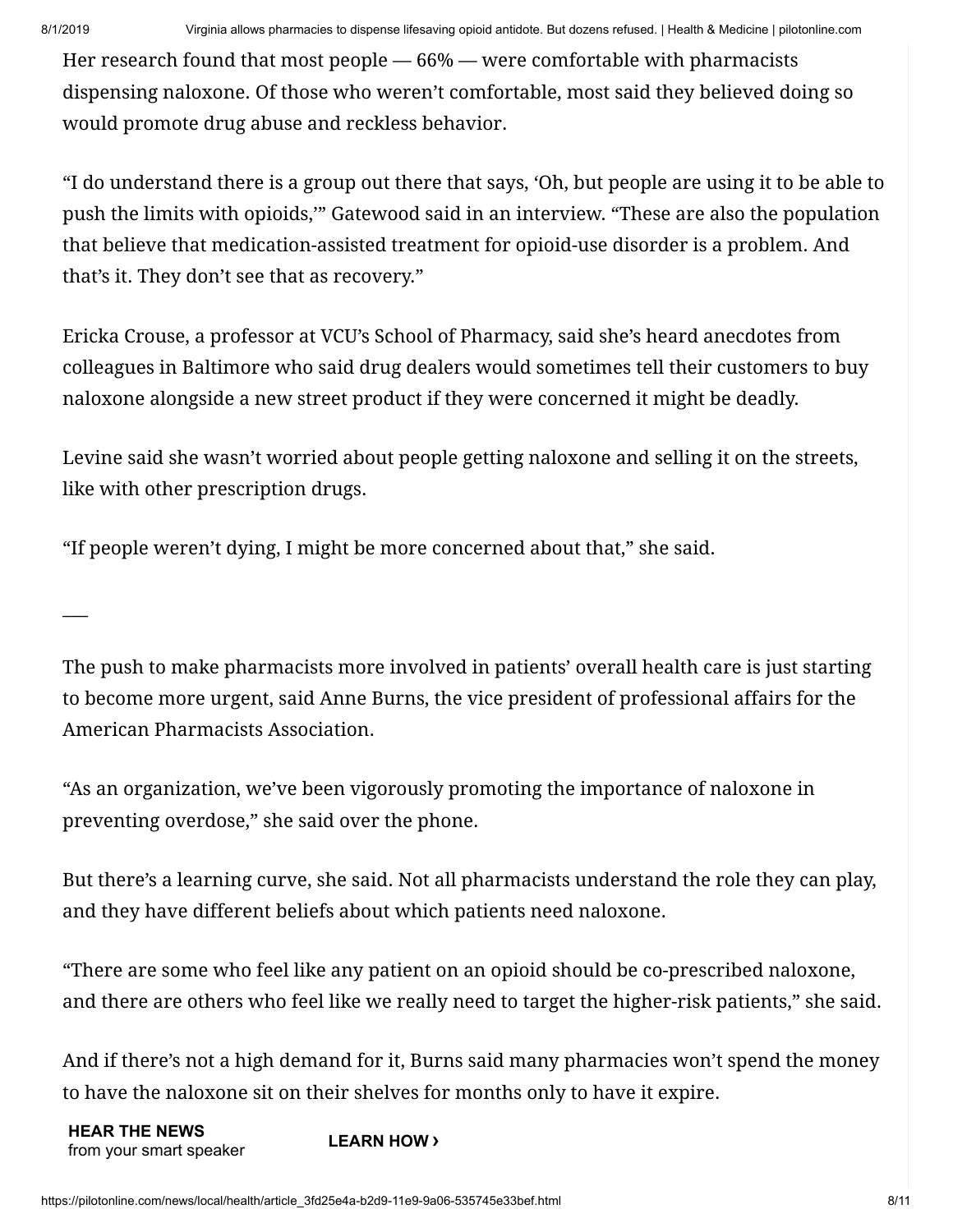Her research found that most people — 66% — were comfortable with pharmacists dispensing naloxone. Of those who weren't comfortable, most said they believed doing so would promote drug abuse and reckless behavior.

"I do understand there is a group out there that says, 'Oh, but people are using it to be able to push the limits with opioids,'" Gatewood said in an interview. "These are also the population that believe that medication-assisted treatment for opioid-use disorder is a problem. And that's it. They don't see that as recovery."

Ericka Crouse, a professor at VCU's School of Pharmacy, said she's heard anecdotes from colleagues in Baltimore who said drug dealers would sometimes tell their customers to buy naloxone alongside a new street product if they were concerned it might be deadly.

Levine said she wasn't worried about people getting naloxone and selling it on the streets, like with other prescription drugs.

"If people weren't dying, I might be more concerned about that," she said.

\_\_\_

The push to make pharmacists more involved in patients' overall health care is just starting to become more urgent, said Anne Burns, the vice president of professional affairs for the American Pharmacists Association.

"As an organization, we've been vigorously promoting the importance of naloxone in preventing overdose," she said over the phone.

But there's a learning curve, she said. Not all pharmacists understand the role they can play, and they have different beliefs about which patients need naloxone.

"There are some who feel like any patient on an opioid should be co-prescribed naloxone, and there are others who feel like we really need to target the higher-risk patients," she said.

And if there's not a high demand for it, Burns said many pharmacies won't spend the money to have the naloxone sit on their shelves for months only to have it expire.

**HEAR THE NEWS**
from your smart speaker

**LEARN HOW ›**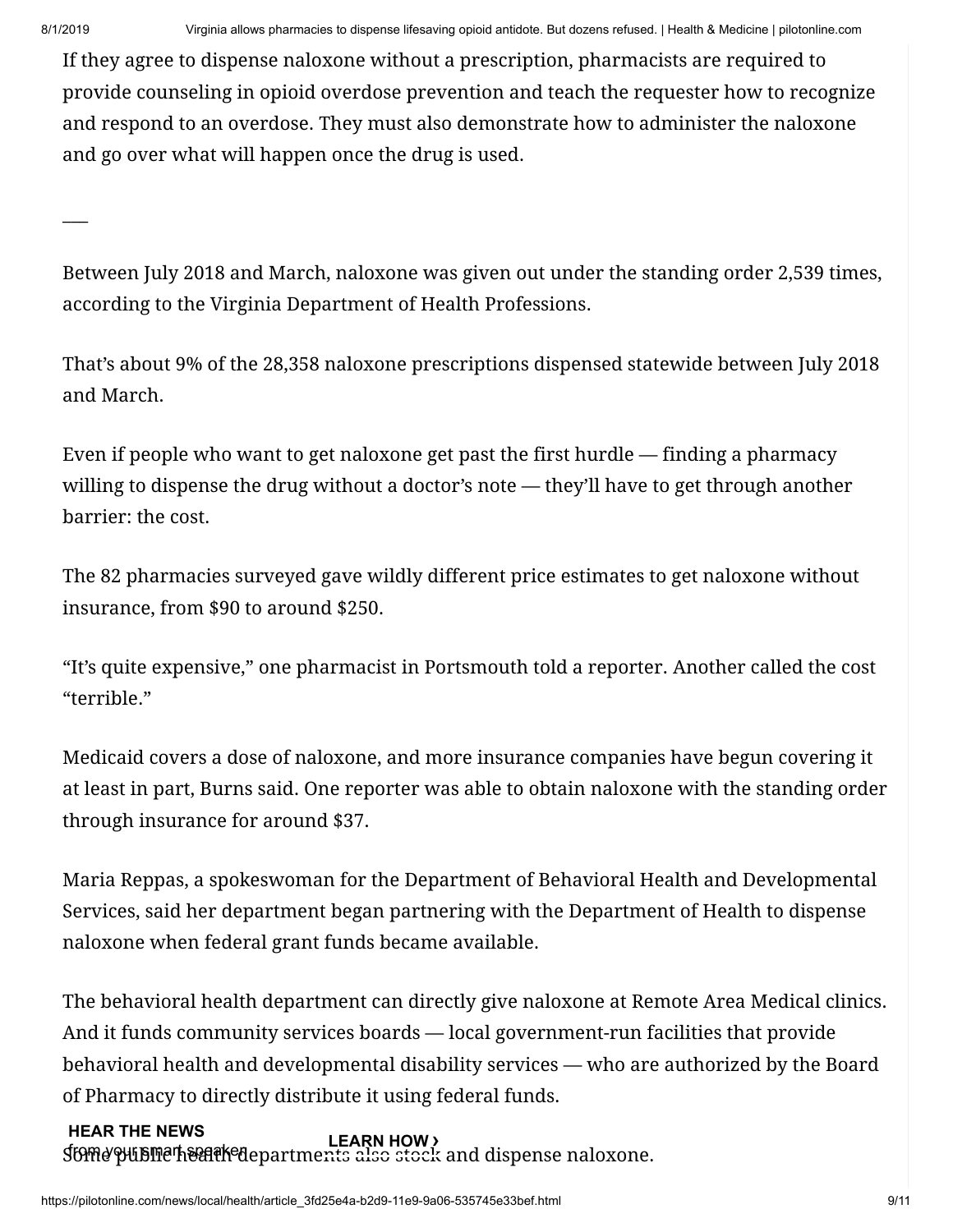If they agree to dispense naloxone without a prescription, pharmacists are required to provide counseling in opioid overdose prevention and teach the requester how to recognize and respond to an overdose. They must also demonstrate how to administer the naloxone and go over what will happen once the drug is used.

—

Between July 2018 and March, naloxone was given out under the standing order 2,539 times, according to the Virginia Department of Health Professions.

That's about 9% of the 28,358 naloxone prescriptions dispensed statewide between July 2018 and March.

Even if people who want to get naloxone get past the first hurdle — finding a pharmacy willing to dispense the drug without a doctor's note — they'll have to get through another barrier: the cost.

The 82 pharmacies surveyed gave wildly different price estimates to get naloxone without insurance, from $90 to around $250.

"It's quite expensive," one pharmacist in Portsmouth told a reporter. Another called the cost "terrible."

Medicaid covers a dose of naloxone, and more insurance companies have begun covering it at least in part, Burns said. One reporter was able to obtain naloxone with the standing order through insurance for around $37.

Maria Reppas, a spokeswoman for the Department of Behavioral Health and Developmental Services, said her department began partnering with the Department of Health to dispense naloxone when federal grant funds became available.

The behavioral health department can directly give naloxone at Remote Area Medical clinics. And it funds community services boards — local government-run facilities that provide behavioral health and developmental disability services — who are authorized by the Board of Pharmacy to directly distribute it using federal funds.

Some public health departments also stock and dispense naloxone.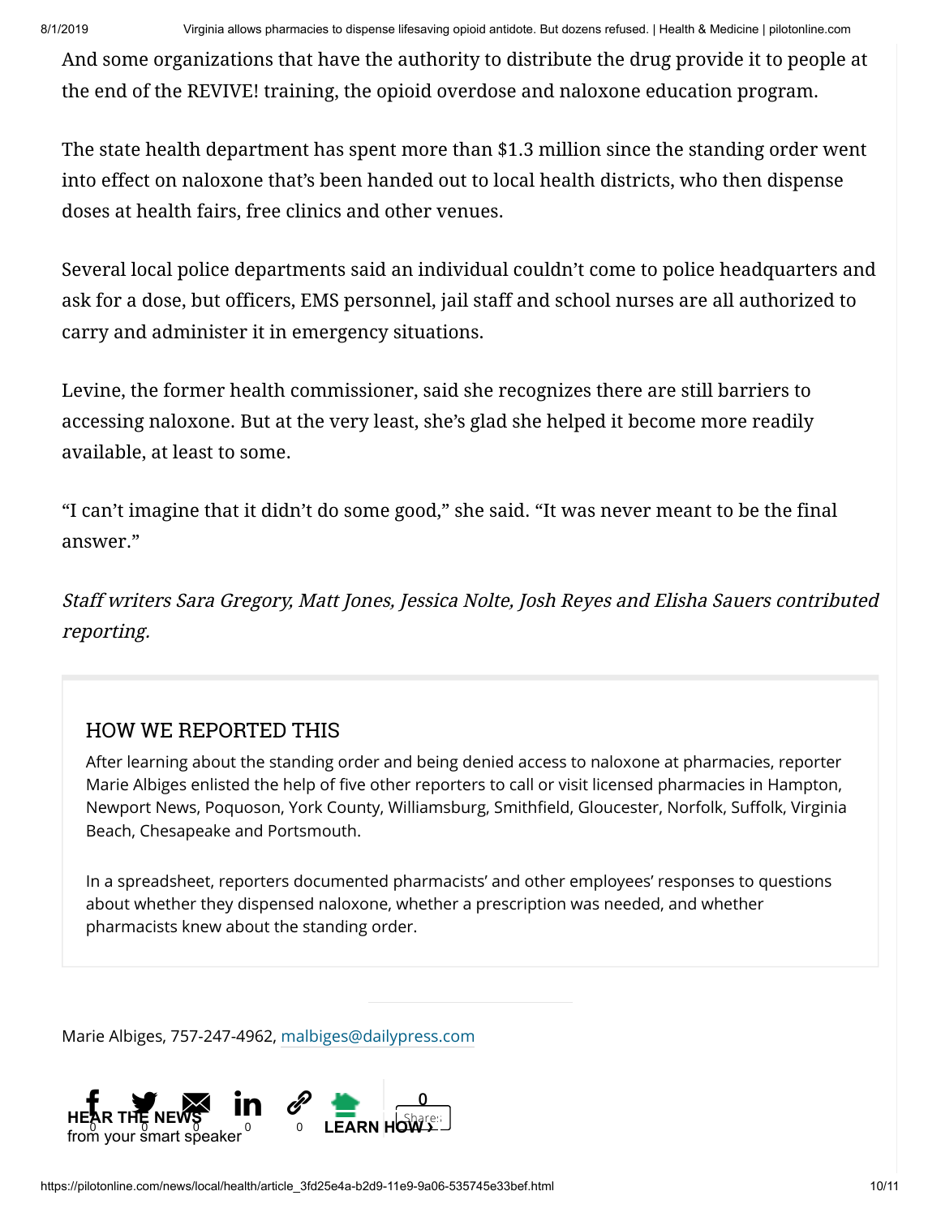And some organizations that have the authority to distribute the drug provide it to people at the end of the REVIVE! training, the opioid overdose and naloxone education program.

The state health department has spent more than $1.3 million since the standing order went into effect on naloxone that's been handed out to local health districts, who then dispense doses at health fairs, free clinics and other venues.

Several local police departments said an individual couldn't come to police headquarters and ask for a dose, but officers, EMS personnel, jail staff and school nurses are all authorized to carry and administer it in emergency situations.

Levine, the former health commissioner, said she recognizes there are still barriers to accessing naloxone. But at the very least, she's glad she helped it become more readily available, at least to some.

"I can't imagine that it didn't do some good," she said. "It was never meant to be the final answer."

*Staff writers Sara Gregory, Matt Jones, Jessica Nolte, Josh Reyes and Elisha Sauers contributed reporting.*

## HOW WE REPORTED THIS

After learning about the standing order and being denied access to naloxone at pharmacies, reporter Marie Albiges enlisted the help of five other reporters to call or visit licensed pharmacies in Hampton, Newport News, Poquoson, York County, Williamsburg, Smithfield, Gloucester, Norfolk, Suffolk, Virginia Beach, Chesapeake and Portsmouth.

In a spreadsheet, reporters documented pharmacists' and other employees' responses to questions about whether they dispensed naloxone, whether a prescription was needed, and whether pharmacists knew about the standing order.

Marie Albiges, 757-247-4962, malbiges@dailypress.com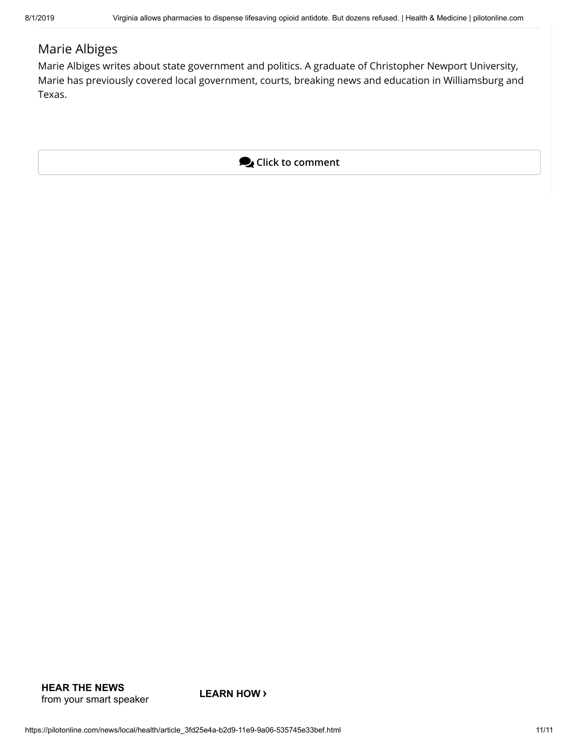## Marie Albiges

Marie Albiges writes about state government and politics. A graduate of Christopher Newport University, Marie has previously covered local government, courts, breaking news and education in Williamsburg and Texas.

Click to comment

**HEAR THE NEWS**
from your smart speaker

**LEARN HOW ›**